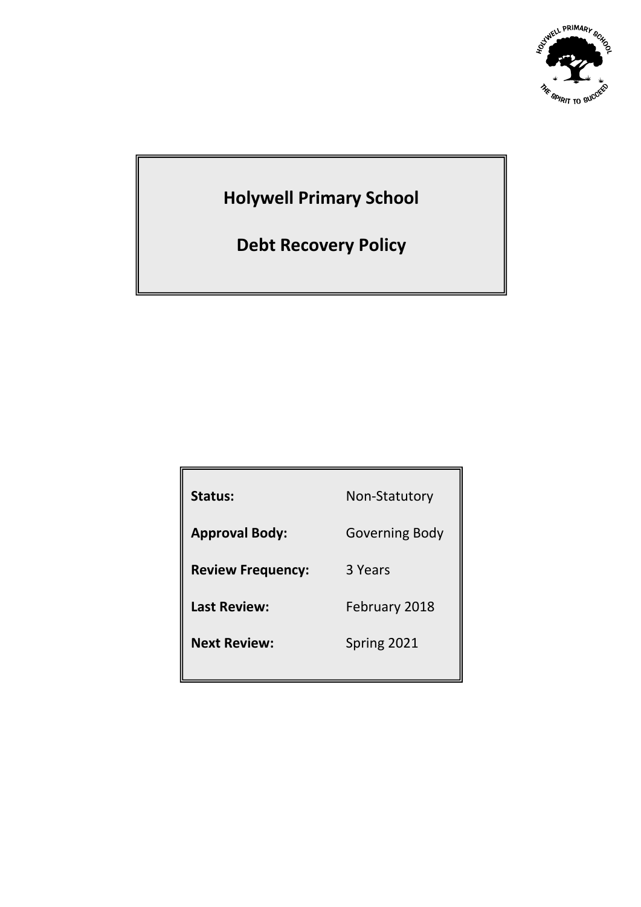# Holywell Primary School

# Debt Recovery Policy

| | |
|---|---|
| **Status:** | Non-Statutory |
| **Approval Body:** | Governing Body |
| **Review Frequency:** | 3 Years |
| **Last Review:** | February 2018 |
| **Next Review:** | Spring 2021 |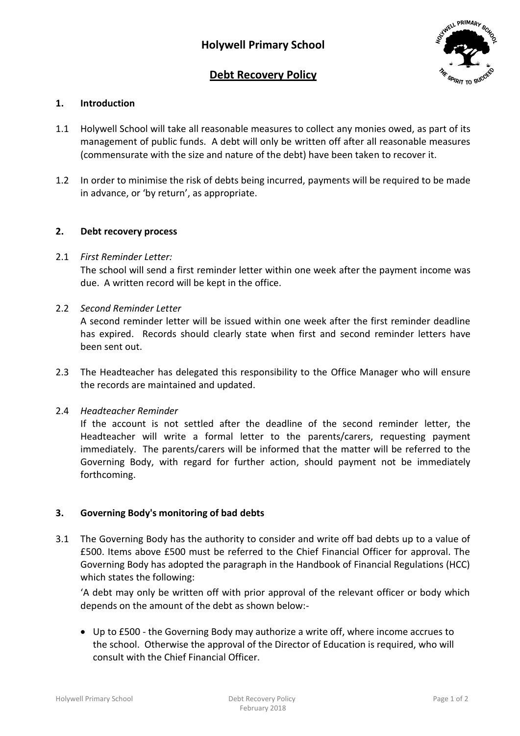# Holywell Primary School

## Debt Recovery Policy

### 1. Introduction

1.1 Holywell School will take all reasonable measures to collect any monies owed, as part of its management of public funds. A debt will only be written off after all reasonable measures (commensurate with the size and nature of the debt) have been taken to recover it.

1.2 In order to minimise the risk of debts being incurred, payments will be required to be made in advance, or 'by return', as appropriate.

### 2. Debt recovery process

2.1 *First Reminder Letter:*
The school will send a first reminder letter within one week after the payment income was due. A written record will be kept in the office.

2.2 *Second Reminder Letter*
A second reminder letter will be issued within one week after the first reminder deadline has expired. Records should clearly state when first and second reminder letters have been sent out.

2.3 The Headteacher has delegated this responsibility to the Office Manager who will ensure the records are maintained and updated.

2.4 *Headteacher Reminder*
If the account is not settled after the deadline of the second reminder letter, the Headteacher will write a formal letter to the parents/carers, requesting payment immediately. The parents/carers will be informed that the matter will be referred to the Governing Body, with regard for further action, should payment not be immediately forthcoming.

### 3. Governing Body's monitoring of bad debts

3.1 The Governing Body has the authority to consider and write off bad debts up to a value of £500. Items above £500 must be referred to the Chief Financial Officer for approval. The Governing Body has adopted the paragraph in the Handbook of Financial Regulations (HCC) which states the following:

'A debt may only be written off with prior approval of the relevant officer or body which depends on the amount of the debt as shown below:-

- Up to £500 - the Governing Body may authorize a write off, where income accrues to the school. Otherwise the approval of the Director of Education is required, who will consult with the Chief Financial Officer.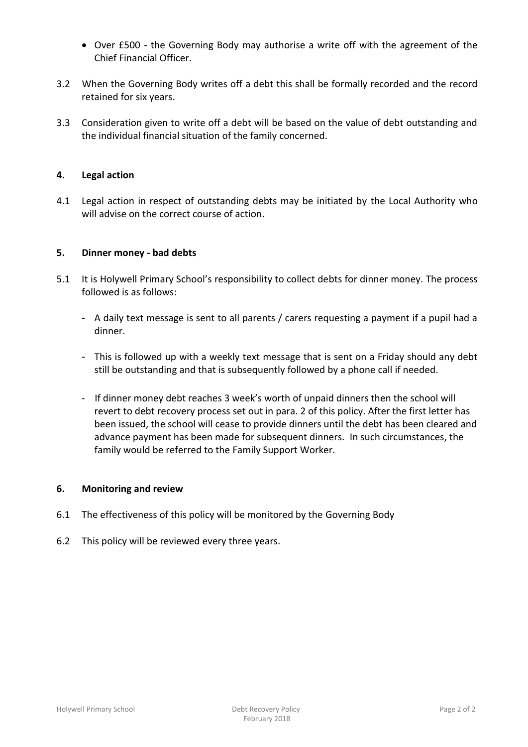- Over £500 - the Governing Body may authorise a write off with the agreement of the Chief Financial Officer.

3.2 When the Governing Body writes off a debt this shall be formally recorded and the record retained for six years.

3.3 Consideration given to write off a debt will be based on the value of debt outstanding and the individual financial situation of the family concerned.

## 4. Legal action

4.1 Legal action in respect of outstanding debts may be initiated by the Local Authority who will advise on the correct course of action.

## 5. Dinner money - bad debts

5.1 It is Holywell Primary School's responsibility to collect debts for dinner money. The process followed is as follows:

- A daily text message is sent to all parents / carers requesting a payment if a pupil had a dinner.
- This is followed up with a weekly text message that is sent on a Friday should any debt still be outstanding and that is subsequently followed by a phone call if needed.
- If dinner money debt reaches 3 week's worth of unpaid dinners then the school will revert to debt recovery process set out in para. 2 of this policy. After the first letter has been issued, the school will cease to provide dinners until the debt has been cleared and advance payment has been made for subsequent dinners. In such circumstances, the family would be referred to the Family Support Worker.

## 6. Monitoring and review

6.1 The effectiveness of this policy will be monitored by the Governing Body

6.2 This policy will be reviewed every three years.